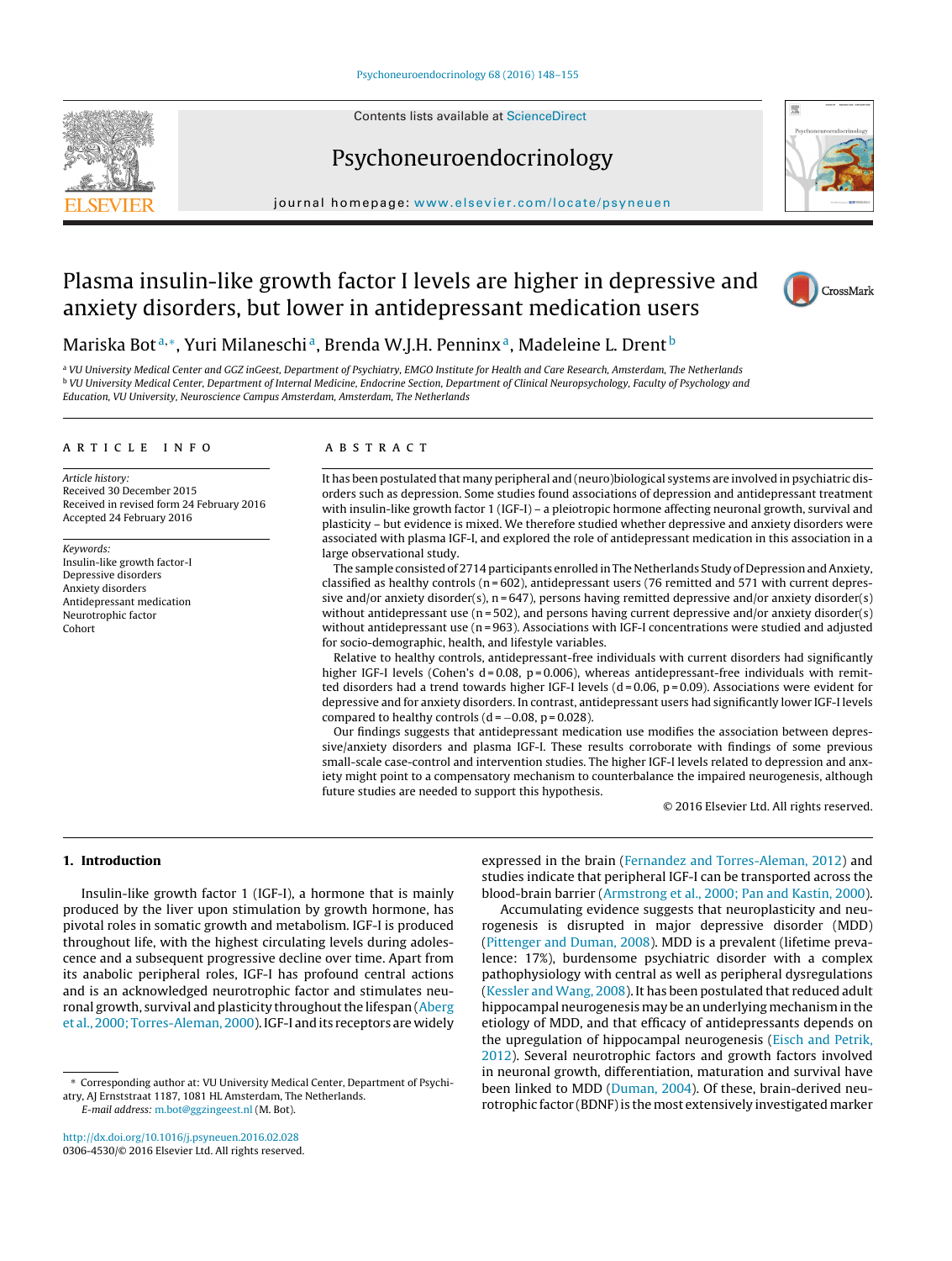# Plasma insulin-like growth factor I levels are higher in depressive and anxiety disorders, but lower in antidepressant medication users

Mariska Bot[a,*], Yuri Milaneschi[a], Brenda W.J.H. Penninx[a], Madeleine L. Drent[b]

[a] VU University Medical Center and GGZ inGeest, Department of Psychiatry, EMGO Institute for Health and Care Research, Amsterdam, The Netherlands
[b] VU University Medical Center, Department of Internal Medicine, Endocrine Section, Department of Clinical Neuropsychology, Faculty of Psychology and Education, VU University, Neuroscience Campus Amsterdam, Amsterdam, The Netherlands

## ARTICLE INFO

*Article history:*
Received 30 December 2015
Received in revised form 24 February 2016
Accepted 24 February 2016

*Keywords:*
Insulin-like growth factor-I
Depressive disorders
Anxiety disorders
Antidepressant medication
Neurotrophic factor
Cohort

## ABSTRACT

It has been postulated that many peripheral and (neuro)biological systems are involved in psychiatric disorders such as depression. Some studies found associations of depression and antidepressant treatment with insulin-like growth factor 1 (IGF-I) – a pleiotropic hormone affecting neuronal growth, survival and plasticity – but evidence is mixed. We therefore studied whether depressive and anxiety disorders were associated with plasma IGF-I, and explored the role of antidepressant medication in this association in a large observational study.

The sample consisted of 2714 participants enrolled in The Netherlands Study of Depression and Anxiety, classified as healthy controls (n = 602), antidepressant users (76 remitted and 571 with current depressive and/or anxiety disorder(s), n = 647), persons having remitted depressive and/or anxiety disorder(s) without antidepressant use (n = 502), and persons having current depressive and/or anxiety disorder(s) without antidepressant use (n = 963). Associations with IGF-I concentrations were studied and adjusted for socio-demographic, health, and lifestyle variables.

Relative to healthy controls, antidepressant-free individuals with current disorders had significantly higher IGF-I levels (Cohen's d = 0.08, p = 0.006), whereas antidepressant-free individuals with remitted disorders had a trend towards higher IGF-I levels (d = 0.06, p = 0.09). Associations were evident for depressive and for anxiety disorders. In contrast, antidepressant users had significantly lower IGF-I levels compared to healthy controls (d = −0.08, p = 0.028).

Our findings suggests that antidepressant medication use modifies the association between depressive/anxiety disorders and plasma IGF-I. These results corroborate with findings of some previous small-scale case-control and intervention studies. The higher IGF-I levels related to depression and anxiety might point to a compensatory mechanism to counterbalance the impaired neurogenesis, although future studies are needed to support this hypothesis.

© 2016 Elsevier Ltd. All rights reserved.

## 1. Introduction

Insulin-like growth factor 1 (IGF-I), a hormone that is mainly produced by the liver upon stimulation by growth hormone, has pivotal roles in somatic growth and metabolism. IGF-I is produced throughout life, with the highest circulating levels during adolescence and a subsequent progressive decline over time. Apart from its anabolic peripheral roles, IGF-I has profound central actions and is an acknowledged neurotrophic factor and stimulates neuronal growth, survival and plasticity throughout the lifespan (Aberg et al., 2000; Torres-Aleman, 2000). IGF-I and its receptors are widely expressed in the brain (Fernandez and Torres-Aleman, 2012) and studies indicate that peripheral IGF-I can be transported across the blood-brain barrier (Armstrong et al., 2000; Pan and Kastin, 2000).

Accumulating evidence suggests that neuroplasticity and neurogenesis is disrupted in major depressive disorder (MDD) (Pittenger and Duman, 2008). MDD is a prevalent (lifetime prevalence: 17%), burdensome psychiatric disorder with a complex pathophysiology with central as well as peripheral dysregulations (Kessler and Wang, 2008). It has been postulated that reduced adult hippocampal neurogenesis may be an underlying mechanism in the etiology of MDD, and that efficacy of antidepressants depends on the upregulation of hippocampal neurogenesis (Eisch and Petrik, 2012). Several neurotrophic factors and growth factors involved in neuronal growth, differentiation, maturation and survival have been linked to MDD (Duman, 2004). Of these, brain-derived neurotrophic factor (BDNF) is the most extensively investigated marker

\* Corresponding author at: VU University Medical Center, Department of Psychiatry, AJ Ernststraat 1187, 1081 HL Amsterdam, The Netherlands.
*E-mail address:* m.bot@ggzingeest.nl (M. Bot).

http://dx.doi.org/10.1016/j.psyneuen.2016.02.028
0306-4530/© 2016 Elsevier Ltd. All rights reserved.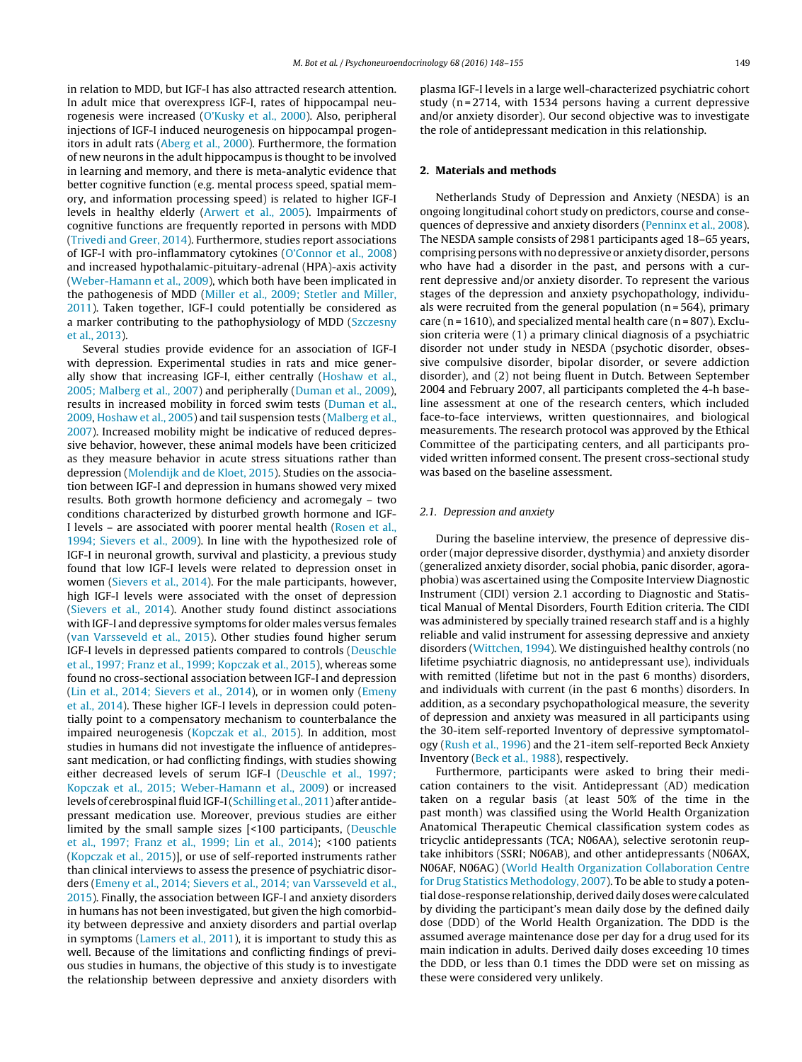in relation to MDD, but IGF-I has also attracted research attention. In adult mice that overexpress IGF-I, rates of hippocampal neurogenesis were increased (O'Kusky et al., 2000). Also, peripheral injections of IGF-I induced neurogenesis on hippocampal progenitors in adult rats (Aberg et al., 2000). Furthermore, the formation of new neurons in the adult hippocampus is thought to be involved in learning and memory, and there is meta-analytic evidence that better cognitive function (e.g. mental process speed, spatial memory, and information processing speed) is related to higher IGF-I levels in healthy elderly (Arwert et al., 2005). Impairments of cognitive functions are frequently reported in persons with MDD (Trivedi and Greer, 2014). Furthermore, studies report associations of IGF-I with pro-inflammatory cytokines (O'Connor et al., 2008) and increased hypothalamic-pituitary-adrenal (HPA)-axis activity (Weber-Hamann et al., 2009), which both have been implicated in the pathogenesis of MDD (Miller et al., 2009; Stetler and Miller, 2011). Taken together, IGF-I could potentially be considered as a marker contributing to the pathophysiology of MDD (Szczesny et al., 2013).

Several studies provide evidence for an association of IGF-I with depression. Experimental studies in rats and mice generally show that increasing IGF-I, either centrally (Hoshaw et al., 2005; Malberg et al., 2007) and peripherally (Duman et al., 2009), results in increased mobility in forced swim tests (Duman et al., 2009, Hoshaw et al., 2005) and tail suspension tests (Malberg et al., 2007). Increased mobility might be indicative of reduced depressive behavior, however, these animal models have been criticized as they measure behavior in acute stress situations rather than depression (Molendijk and de Kloet, 2015). Studies on the association between IGF-I and depression in humans showed very mixed results. Both growth hormone deficiency and acromegaly – two conditions characterized by disturbed growth hormone and IGF-I levels – are associated with poorer mental health (Rosen et al., 1994; Sievers et al., 2009). In line with the hypothesized role of IGF-I in neuronal growth, survival and plasticity, a previous study found that low IGF-I levels were related to depression onset in women (Sievers et al., 2014). For the male participants, however, high IGF-I levels were associated with the onset of depression (Sievers et al., 2014). Another study found distinct associations with IGF-I and depressive symptoms for older males versus females (van Varsseveld et al., 2015). Other studies found higher serum IGF-I levels in depressed patients compared to controls (Deuschle et al., 1997; Franz et al., 1999; Kopczak et al., 2015), whereas some found no cross-sectional association between IGF-I and depression (Lin et al., 2014; Sievers et al., 2014), or in women only (Emeny et al., 2014). These higher IGF-I levels in depression could potentially point to a compensatory mechanism to counterbalance the impaired neurogenesis (Kopczak et al., 2015). In addition, most studies in humans did not investigate the influence of antidepressant medication, or had conflicting findings, with studies showing either decreased levels of serum IGF-I (Deuschle et al., 1997; Kopczak et al., 2015; Weber-Hamann et al., 2009) or increased levels of cerebrospinal fluid IGF-I (Schilling et al., 2011) after antidepressant medication use. Moreover, previous studies are either limited by the small sample sizes [<100 participants, (Deuschle et al., 1997; Franz et al., 1999; Lin et al., 2014); <100 patients (Kopczak et al., 2015)], or use of self-reported instruments rather than clinical interviews to assess the presence of psychiatric disorders (Emeny et al., 2014; Sievers et al., 2014; van Varsseveld et al., 2015). Finally, the association between IGF-I and anxiety disorders in humans has not been investigated, but given the high comorbidity between depressive and anxiety disorders and partial overlap in symptoms (Lamers et al., 2011), it is important to study this as well. Because of the limitations and conflicting findings of previous studies in humans, the objective of this study is to investigate the relationship between depressive and anxiety disorders with plasma IGF-I levels in a large well-characterized psychiatric cohort study (n = 2714, with 1534 persons having a current depressive and/or anxiety disorder). Our second objective was to investigate the role of antidepressant medication in this relationship.

## 2. Materials and methods

Netherlands Study of Depression and Anxiety (NESDA) is an ongoing longitudinal cohort study on predictors, course and consequences of depressive and anxiety disorders (Penninx et al., 2008). The NESDA sample consists of 2981 participants aged 18–65 years, comprising persons with no depressive or anxiety disorder, persons who have had a disorder in the past, and persons with a current depressive and/or anxiety disorder. To represent the various stages of the depression and anxiety psychopathology, individuals were recruited from the general population (n = 564), primary care (n = 1610), and specialized mental health care (n = 807). Exclusion criteria were (1) a primary clinical diagnosis of a psychiatric disorder not under study in NESDA (psychotic disorder, obsessive compulsive disorder, bipolar disorder, or severe addiction disorder), and (2) not being fluent in Dutch. Between September 2004 and February 2007, all participants completed the 4-h baseline assessment at one of the research centers, which included face-to-face interviews, written questionnaires, and biological measurements. The research protocol was approved by the Ethical Committee of the participating centers, and all participants provided written informed consent. The present cross-sectional study was based on the baseline assessment.

### 2.1. Depression and anxiety

During the baseline interview, the presence of depressive disorder (major depressive disorder, dysthymia) and anxiety disorder (generalized anxiety disorder, social phobia, panic disorder, agoraphobia) was ascertained using the Composite Interview Diagnostic Instrument (CIDI) version 2.1 according to Diagnostic and Statistical Manual of Mental Disorders, Fourth Edition criteria. The CIDI was administered by specially trained research staff and is a highly reliable and valid instrument for assessing depressive and anxiety disorders (Wittchen, 1994). We distinguished healthy controls (no lifetime psychiatric diagnosis, no antidepressant use), individuals with remitted (lifetime but not in the past 6 months) disorders, and individuals with current (in the past 6 months) disorders. In addition, as a secondary psychopathological measure, the severity of depression and anxiety was measured in all participants using the 30-item self-reported Inventory of depressive symptomatology (Rush et al., 1996) and the 21-item self-reported Beck Anxiety Inventory (Beck et al., 1988), respectively.

Furthermore, participants were asked to bring their medication containers to the visit. Antidepressant (AD) medication taken on a regular basis (at least 50% of the time in the past month) was classified using the World Health Organization Anatomical Therapeutic Chemical classification system codes as tricyclic antidepressants (TCA; N06AA), selective serotonin reuptake inhibitors (SSRI; N06AB), and other antidepressants (N06AX, N06AF, N06AG) (World Health Organization Collaboration Centre for Drug Statistics Methodology, 2007). To be able to study a potential dose-response relationship, derived daily doses were calculated by dividing the participant's mean daily dose by the defined daily dose (DDD) of the World Health Organization. The DDD is the assumed average maintenance dose per day for a drug used for its main indication in adults. Derived daily doses exceeding 10 times the DDD, or less than 0.1 times the DDD were set on missing as these were considered very unlikely.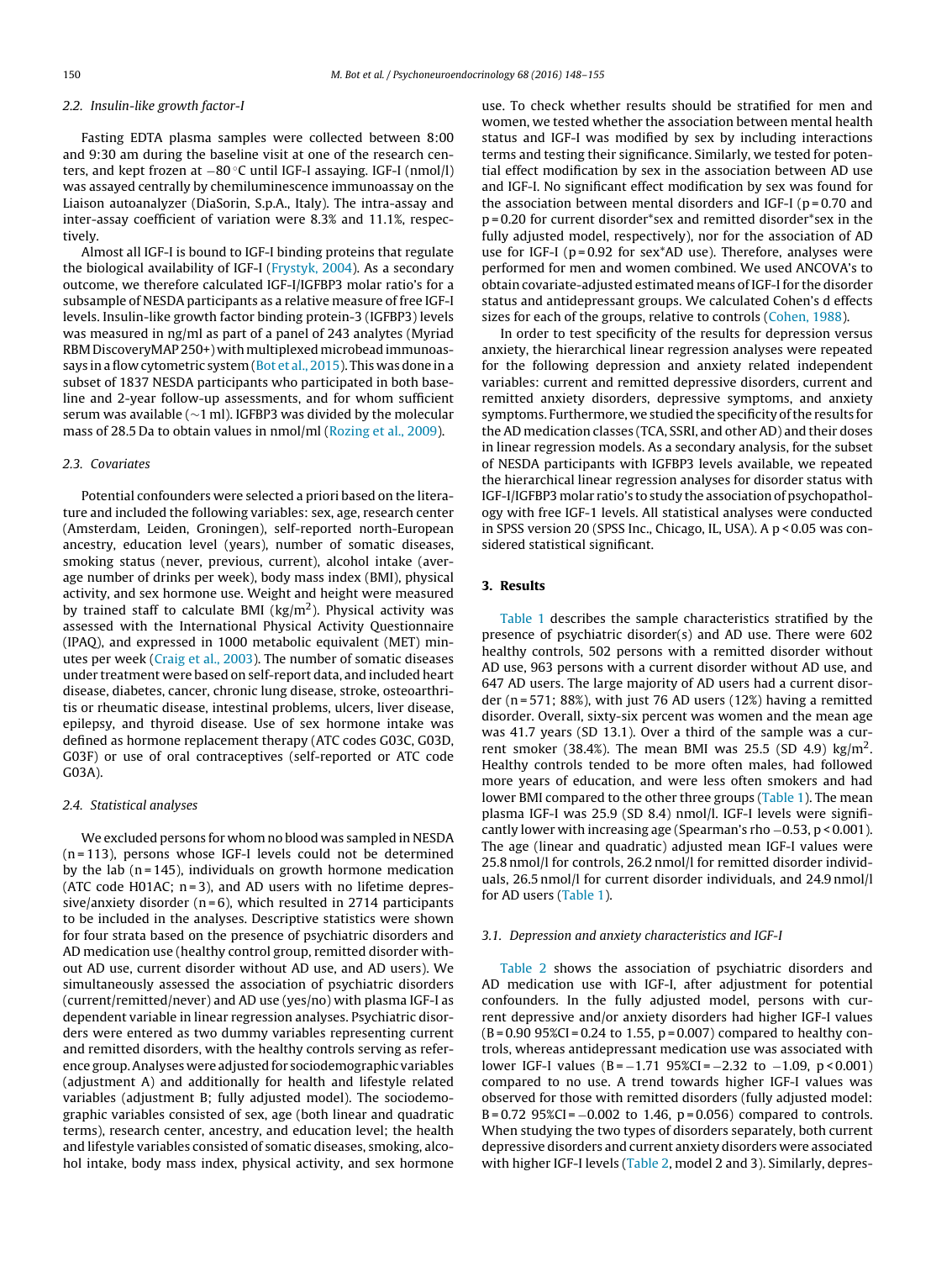### 2.2. Insulin-like growth factor-I

Fasting EDTA plasma samples were collected between 8:00 and 9:30 am during the baseline visit at one of the research centers, and kept frozen at −80 °C until IGF-I assaying. IGF-I (nmol/l) was assayed centrally by chemiluminescence immunoassay on the Liaison autoanalyzer (DiaSorin, S.p.A., Italy). The intra-assay and inter-assay coefficient of variation were 8.3% and 11.1%, respectively.

Almost all IGF-I is bound to IGF-I binding proteins that regulate the biological availability of IGF-I (Frystyk, 2004). As a secondary outcome, we therefore calculated IGF-I/IGFBP3 molar ratio's for a subsample of NESDA participants as a relative measure of free IGF-I levels. Insulin-like growth factor binding protein-3 (IGFBP3) levels was measured in ng/ml as part of a panel of 243 analytes (Myriad RBM DiscoveryMAP 250+) with multiplexed microbead immunoassays in a flow cytometric system (Bot et al., 2015). This was done in a subset of 1837 NESDA participants who participated in both baseline and 2-year follow-up assessments, and for whom sufficient serum was available (~1 ml). IGFBP3 was divided by the molecular mass of 28.5 Da to obtain values in nmol/ml (Rozing et al., 2009).

### 2.3. Covariates

Potential confounders were selected a priori based on the literature and included the following variables: sex, age, research center (Amsterdam, Leiden, Groningen), self-reported north-European ancestry, education level (years), number of somatic diseases, smoking status (never, previous, current), alcohol intake (average number of drinks per week), body mass index (BMI), physical activity, and sex hormone use. Weight and height were measured by trained staff to calculate BMI (kg/m$^2$). Physical activity was assessed with the International Physical Activity Questionnaire (IPAQ), and expressed in 1000 metabolic equivalent (MET) minutes per week (Craig et al., 2003). The number of somatic diseases under treatment were based on self-report data, and included heart disease, diabetes, cancer, chronic lung disease, stroke, osteoarthritis or rheumatic disease, intestinal problems, ulcers, liver disease, epilepsy, and thyroid disease. Use of sex hormone intake was defined as hormone replacement therapy (ATC codes G03C, G03D, G03F) or use of oral contraceptives (self-reported or ATC code G03A).

### 2.4. Statistical analyses

We excluded persons for whom no blood was sampled in NESDA (n = 113), persons whose IGF-I levels could not be determined by the lab (n = 145), individuals on growth hormone medication (ATC code H01AC; n = 3), and AD users with no lifetime depressive/anxiety disorder (n = 6), which resulted in 2714 participants to be included in the analyses. Descriptive statistics were shown for four strata based on the presence of psychiatric disorders and AD medication use (healthy control group, remitted disorder without AD use, current disorder without AD use, and AD users). We simultaneously assessed the association of psychiatric disorders (current/remitted/never) and AD use (yes/no) with plasma IGF-I as dependent variable in linear regression analyses. Psychiatric disorders were entered as two dummy variables representing current and remitted disorders, with the healthy controls serving as reference group. Analyses were adjusted for sociodemographic variables (adjustment A) and additionally for health and lifestyle related variables (adjustment B; fully adjusted model). The sociodemographic variables consisted of sex, age (both linear and quadratic terms), research center, ancestry, and education level; the health and lifestyle variables consisted of somatic diseases, smoking, alcohol intake, body mass index, physical activity, and sex hormone use. To check whether results should be stratified for men and women, we tested whether the association between mental health status and IGF-I was modified by sex by including interactions terms and testing their significance. Similarly, we tested for potential effect modification by sex in the association between AD use and IGF-I. No significant effect modification by sex was found for the association between mental disorders and IGF-I (p = 0.70 and p = 0.20 for current disorder*sex and remitted disorder*sex in the fully adjusted model, respectively), nor for the association of AD use for IGF-I (p = 0.92 for sex*AD use). Therefore, analyses were performed for men and women combined. We used ANCOVA's to obtain covariate-adjusted estimated means of IGF-I for the disorder status and antidepressant groups. We calculated Cohen's d effects sizes for each of the groups, relative to controls (Cohen, 1988).

In order to test specificity of the results for depression versus anxiety, the hierarchical linear regression analyses were repeated for the following depression and anxiety related independent variables: current and remitted depressive disorders, current and remitted anxiety disorders, depressive symptoms, and anxiety symptoms. Furthermore, we studied the specificity of the results for the AD medication classes (TCA, SSRI, and other AD) and their doses in linear regression models. As a secondary analysis, for the subset of NESDA participants with IGFBP3 levels available, we repeated the hierarchical linear regression analyses for disorder status with IGF-I/IGFBP3 molar ratio's to study the association of psychopathology with free IGF-1 levels. All statistical analyses were conducted in SPSS version 20 (SPSS Inc., Chicago, IL, USA). A p < 0.05 was considered statistical significant.

## 3. Results

Table 1 describes the sample characteristics stratified by the presence of psychiatric disorder(s) and AD use. There were 602 healthy controls, 502 persons with a remitted disorder without AD use, 963 persons with a current disorder without AD use, and 647 AD users. The large majority of AD users had a current disorder (n = 571; 88%), with just 76 AD users (12%) having a remitted disorder. Overall, sixty-six percent was women and the mean age was 41.7 years (SD 13.1). Over a third of the sample was a current smoker (38.4%). The mean BMI was 25.5 (SD 4.9) kg/m$^2$. Healthy controls tended to be more often males, had followed more years of education, and were less often smokers and had lower BMI compared to the other three groups (Table 1). The mean plasma IGF-I was 25.9 (SD 8.4) nmol/l. IGF-I levels were significantly lower with increasing age (Spearman's rho −0.53, p < 0.001). The age (linear and quadratic) adjusted mean IGF-I values were 25.8 nmol/l for controls, 26.2 nmol/l for remitted disorder individuals, 26.5 nmol/l for current disorder individuals, and 24.9 nmol/l for AD users (Table 1).

### 3.1. Depression and anxiety characteristics and IGF-I

Table 2 shows the association of psychiatric disorders and AD medication use with IGF-I, after adjustment for potential confounders. In the fully adjusted model, persons with current depressive and/or anxiety disorders had higher IGF-I values (B = 0.90 95%CI = 0.24 to 1.55, p = 0.007) compared to healthy controls, whereas antidepressant medication use was associated with lower IGF-I values (B = −1.71 95%CI = −2.32 to −1.09, p < 0.001) compared to no use. A trend towards higher IGF-I values was observed for those with remitted disorders (fully adjusted model: B = 0.72 95%CI = −0.002 to 1.46, p = 0.056) compared to controls. When studying the two types of disorders separately, both current depressive disorders and current anxiety disorders were associated with higher IGF-I levels (Table 2, model 2 and 3). Similarly, depres-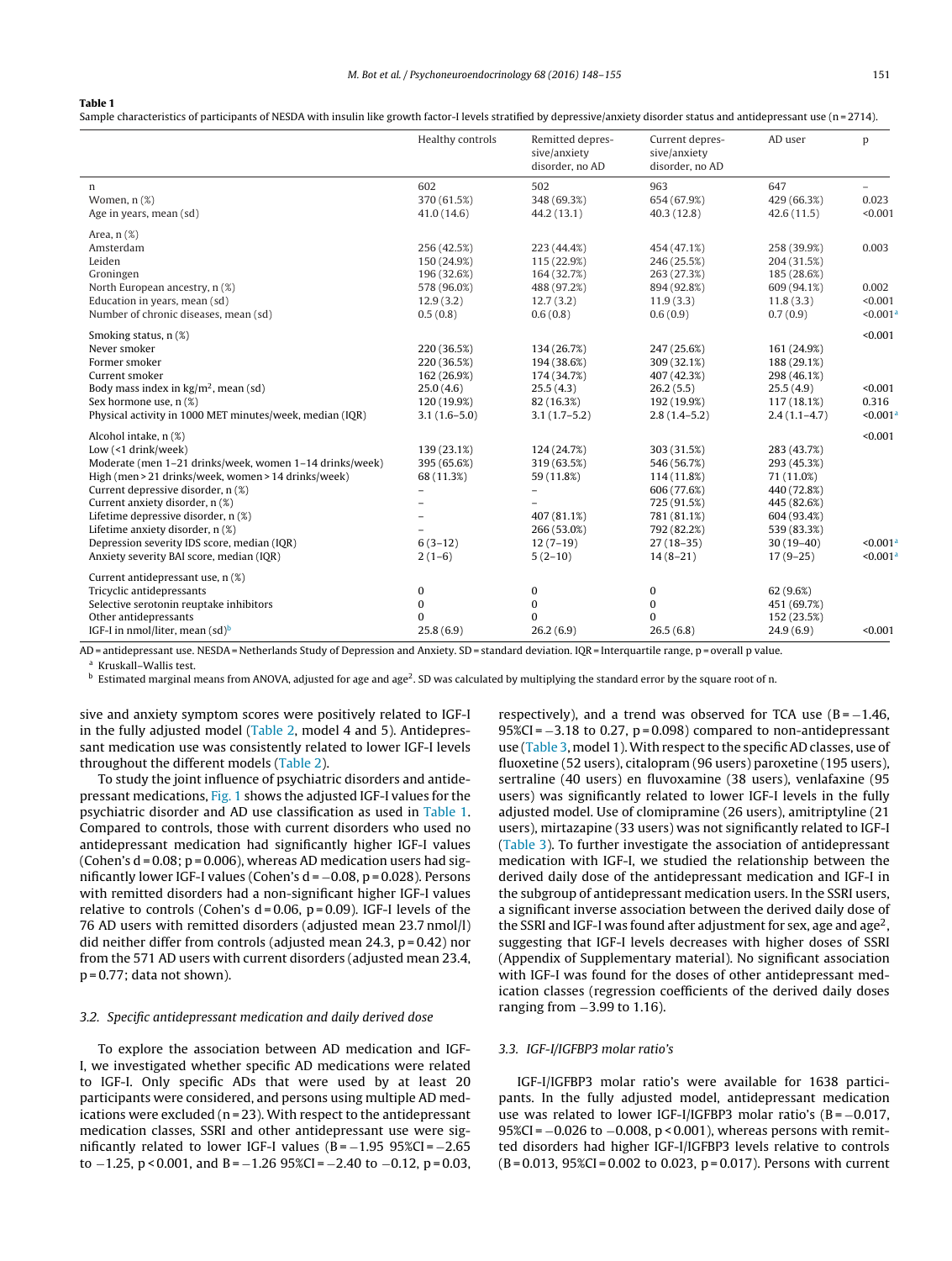**Table 1**
Sample characteristics of participants of NESDA with insulin like growth factor-I levels stratified by depressive/anxiety disorder status and antidepressant use (n = 2714).

| | Healthy controls | Remitted depressive/anxiety disorder, no AD | Current depressive/anxiety disorder, no AD | AD user | p |
|---|---|---|---|---|---|
| n | 602 | 502 | 963 | 647 | – |
| Women, n (%) | 370 (61.5%) | 348 (69.3%) | 654 (67.9%) | 429 (66.3%) | 0.023 |
| Age in years, mean (sd) | 41.0 (14.6) | 44.2 (13.1) | 40.3 (12.8) | 42.6 (11.5) | <0.001 |
| Area, n (%) | | | | | |
| Amsterdam | 256 (42.5%) | 223 (44.4%) | 454 (47.1%) | 258 (39.9%) | 0.003 |
| Leiden | 150 (24.9%) | 115 (22.9%) | 246 (25.5%) | 204 (31.5%) | |
| Groningen | 196 (32.6%) | 164 (32.7%) | 263 (27.3%) | 185 (28.6%) | |
| North European ancestry, n (%) | 578 (96.0%) | 488 (97.2%) | 894 (92.8%) | 609 (94.1%) | 0.002 |
| Education in years, mean (sd) | 12.9 (3.2) | 12.7 (3.2) | 11.9 (3.3) | 11.8 (3.3) | <0.001 |
| Number of chronic diseases, mean (sd) | 0.5 (0.8) | 0.6 (0.8) | 0.6 (0.9) | 0.7 (0.9) | <0.001[a] |
| Smoking status, n (%) | | | | | <0.001 |
| Never smoker | 220 (36.5%) | 134 (26.7%) | 247 (25.6%) | 161 (24.9%) | |
| Former smoker | 220 (36.5%) | 194 (38.6%) | 309 (32.1%) | 188 (29.1%) | |
| Current smoker | 162 (26.9%) | 174 (34.7%) | 407 (42.3%) | 298 (46.1%) | |
| Body mass index in kg/m$^2$, mean (sd) | 25.0 (4.6) | 25.5 (4.3) | 26.2 (5.5) | 25.5 (4.9) | <0.001 |
| Sex hormone use, n (%) | 120 (19.9%) | 82 (16.3%) | 192 (19.9%) | 117 (18.1%) | 0.316 |
| Physical activity in 1000 MET minutes/week, median (IQR) | 3.1 (1.6–5.0) | 3.1 (1.7–5.2) | 2.8 (1.4–5.2) | 2.4 (1.1–4.7) | <0.001[a] |
| Alcohol intake, n (%) | | | | | <0.001 |
| Low (<1 drink/week) | 139 (23.1%) | 124 (24.7%) | 303 (31.5%) | 283 (43.7%) | |
| Moderate (men 1–21 drinks/week, women 1–14 drinks/week) | 395 (65.6%) | 319 (63.5%) | 546 (56.7%) | 293 (45.3%) | |
| High (men > 21 drinks/week, women > 14 drinks/week) | 68 (11.3%) | 59 (11.8%) | 114 (11.8%) | 71 (11.0%) | |
| Current depressive disorder, n (%) | – | – | 606 (77.6%) | 440 (72.8%) | |
| Current anxiety disorder, n (%) | – | – | 725 (91.5%) | 445 (82.6%) | |
| Lifetime depressive disorder, n (%) | – | 407 (81.1%) | 781 (81.1%) | 604 (93.4%) | |
| Lifetime anxiety disorder, n (%) | – | 266 (53.0%) | 792 (82.2%) | 539 (83.3%) | |
| Depression severity IDS score, median (IQR) | 6 (3–12) | 12 (7–19) | 27 (18–35) | 30 (19–40) | <0.001[a] |
| Anxiety severity BAI score, median (IQR) | 2 (1–6) | 5 (2–10) | 14 (8–21) | 17 (9–25) | <0.001[a] |
| Current antidepressant use, n (%) | | | | | |
| Tricyclic antidepressants | 0 | 0 | 0 | 62 (9.6%) | |
| Selective serotonin reuptake inhibitors | 0 | 0 | 0 | 451 (69.7%) | |
| Other antidepressants | 0 | 0 | 0 | 152 (23.5%) | |
| IGF-I in nmol/liter, mean (sd)[b] | 25.8 (6.9) | 26.2 (6.9) | 26.5 (6.8) | 24.9 (6.9) | <0.001 |

AD = antidepressant use. NESDA = Netherlands Study of Depression and Anxiety. SD = standard deviation. IQR = Interquartile range, p = overall p value.

[a] Kruskall–Wallis test.

[b] Estimated marginal means from ANOVA, adjusted for age and age$^2$. SD was calculated by multiplying the standard error by the square root of n.

sive and anxiety symptom scores were positively related to IGF-I in the fully adjusted model (Table 2, model 4 and 5). Antidepressant medication use was consistently related to lower IGF-I levels throughout the different models (Table 2).

To study the joint influence of psychiatric disorders and antidepressant medications, Fig. 1 shows the adjusted IGF-I values for the psychiatric disorder and AD use classification as used in Table 1. Compared to controls, those with current disorders who used no antidepressant medication had significantly higher IGF-I values (Cohen's d = 0.08; p = 0.006), whereas AD medication users had significantly lower IGF-I values (Cohen's d = −0.08, p = 0.028). Persons with remitted disorders had a non-significant higher IGF-I values relative to controls (Cohen's d = 0.06, p = 0.09). IGF-I levels of the 76 AD users with remitted disorders (adjusted mean 23.7 nmol/l) did neither differ from controls (adjusted mean 24.3, p = 0.42) nor from the 571 AD users with current disorders (adjusted mean 23.4, p = 0.77; data not shown).

### 3.2. Specific antidepressant medication and daily derived dose

To explore the association between AD medication and IGF-I, we investigated whether specific AD medications were related to IGF-I. Only specific ADs that were used by at least 20 participants were considered, and persons using multiple AD medications were excluded (n = 23). With respect to the antidepressant medication classes, SSRI and other antidepressant use were significantly related to lower IGF-I values (B = −1.95 95%CI = −2.65 to −1.25, p < 0.001, and B = −1.26 95%CI = −2.40 to −0.12, p = 0.03, respectively), and a trend was observed for TCA use (B = −1.46, 95%CI = −3.18 to 0.27, p = 0.098) compared to non-antidepressant use (Table 3, model 1). With respect to the specific AD classes, use of fluoxetine (52 users), citalopram (96 users) paroxetine (195 users), sertraline (40 users) en fluvoxamine (38 users), venlafaxine (95 users) was significantly related to lower IGF-I levels in the fully adjusted model. Use of clomipramine (26 users), amitriptyline (21 users), mirtazapine (33 users) was not significantly related to IGF-I (Table 3). To further investigate the association of antidepressant medication with IGF-I, we studied the relationship between the derived daily dose of the antidepressant medication and IGF-I in the subgroup of antidepressant medication users. In the SSRI users, a significant inverse association between the derived daily dose of the SSRI and IGF-I was found after adjustment for sex, age and age$^2$, suggesting that IGF-I levels decreases with higher doses of SSRI (Appendix of Supplementary material). No significant association with IGF-I was found for the doses of other antidepressant medication classes (regression coefficients of the derived daily doses ranging from −3.99 to 1.16).

### 3.3. IGF-I/IGFBP3 molar ratio's

IGF-I/IGFBP3 molar ratio's were available for 1638 participants. In the fully adjusted model, antidepressant medication use was related to lower IGF-I/IGFBP3 molar ratio's (B = −0.017, 95%CI = −0.026 to −0.008, p < 0.001), whereas persons with remitted disorders had higher IGF-I/IGFBP3 levels relative to controls (B = 0.013, 95%CI = 0.002 to 0.023, p = 0.017). Persons with current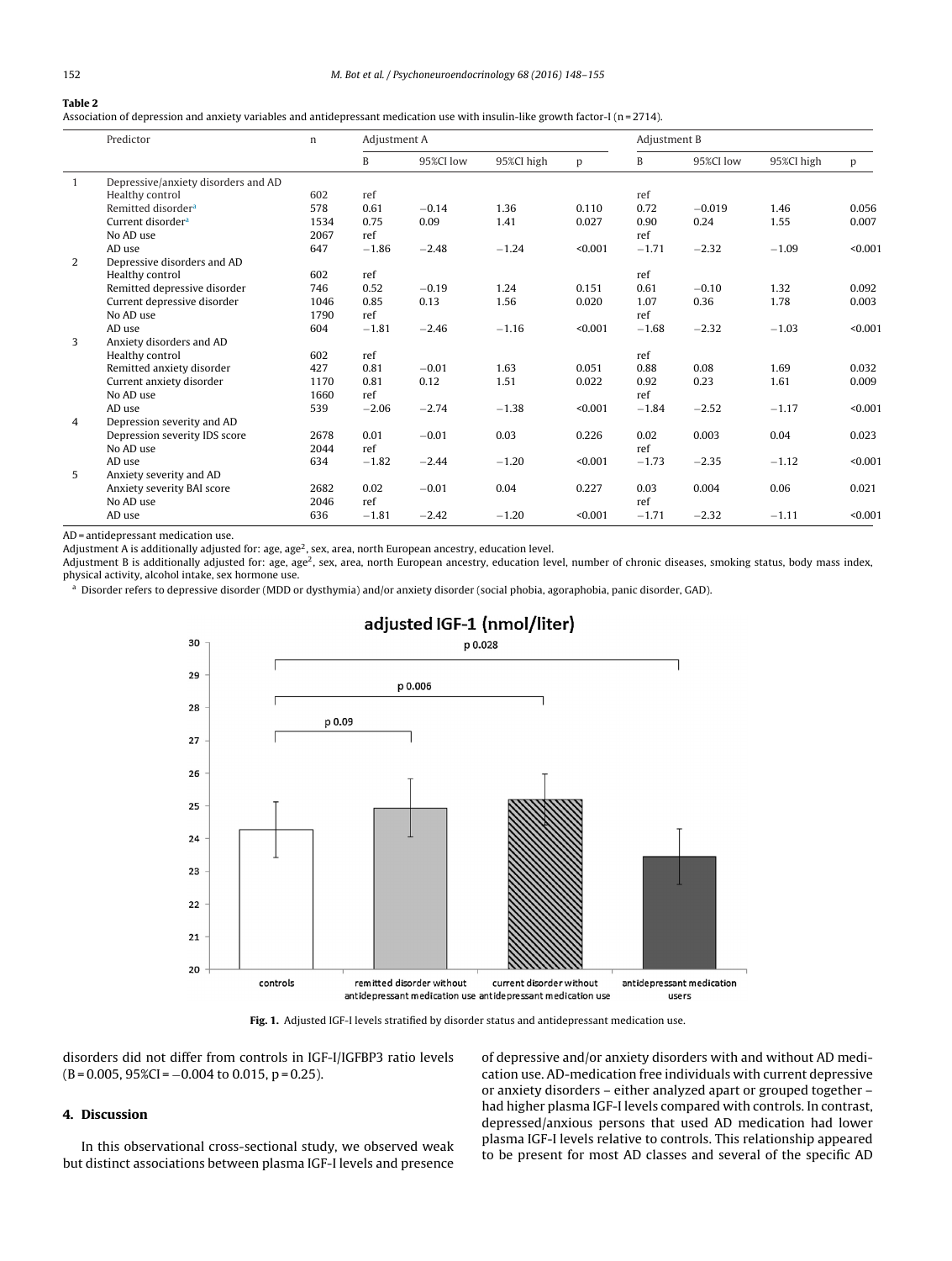**Table 2**
Association of depression and anxiety variables and antidepressant medication use with insulin-like growth factor-I (n = 2714).

| | Predictor | n | Adjustment A | | | | Adjustment B | | | |
|---|---|---|---|---|---|---|---|---|---|---|
| | | | B | 95%CI low | 95%CI high | p | B | 95%CI low | 95%CI high | p |
| 1 | Depressive/anxiety disorders and AD | | | | | | | | | |
| | Healthy control | 602 | ref | | | | ref | | | |
| | Remitted disorder[a] | 578 | 0.61 | −0.14 | 1.36 | 0.110 | 0.72 | −0.019 | 1.46 | 0.056 |
| | Current disorder[a] | 1534 | 0.75 | 0.09 | 1.41 | 0.027 | 0.90 | 0.24 | 1.55 | 0.007 |
| | No AD use | 2067 | ref | | | | ref | | | |
| | AD use | 647 | −1.86 | −2.48 | −1.24 | <0.001 | −1.71 | −2.32 | −1.09 | <0.001 |
| 2 | Depressive disorders and AD | | | | | | | | | |
| | Healthy control | 602 | ref | | | | ref | | | |
| | Remitted depressive disorder | 746 | 0.52 | −0.19 | 1.24 | 0.151 | 0.61 | −0.10 | 1.32 | 0.092 |
| | Current depressive disorder | 1046 | 0.85 | 0.13 | 1.56 | 0.020 | 1.07 | 0.36 | 1.78 | 0.003 |
| | No AD use | 1790 | ref | | | | ref | | | |
| | AD use | 604 | −1.81 | −2.46 | −1.16 | <0.001 | −1.68 | −2.32 | −1.03 | <0.001 |
| 3 | Anxiety disorders and AD | | | | | | | | | |
| | Healthy control | 602 | ref | | | | ref | | | |
| | Remitted anxiety disorder | 427 | 0.81 | −0.01 | 1.63 | 0.051 | 0.88 | 0.08 | 1.69 | 0.032 |
| | Current anxiety disorder | 1170 | 0.81 | 0.12 | 1.51 | 0.022 | 0.92 | 0.23 | 1.61 | 0.009 |
| | No AD use | 1660 | ref | | | | ref | | | |
| | AD use | 539 | −2.06 | −2.74 | −1.38 | <0.001 | −1.84 | −2.52 | −1.17 | <0.001 |
| 4 | Depression severity and AD | | | | | | | | | |
| | Depression severity IDS score | 2678 | 0.01 | −0.01 | 0.03 | 0.226 | 0.02 | 0.003 | 0.04 | 0.023 |
| | No AD use | 2044 | ref | | | | ref | | | |
| | AD use | 634 | −1.82 | −2.44 | −1.20 | <0.001 | −1.73 | −2.35 | −1.12 | <0.001 |
| 5 | Anxiety severity and AD | | | | | | | | | |
| | Anxiety severity BAI score | 2682 | 0.02 | −0.01 | 0.04 | 0.227 | 0.03 | 0.004 | 0.06 | 0.021 |
| | No AD use | 2046 | ref | | | | ref | | | |
| | AD use | 636 | −1.81 | −2.42 | −1.20 | <0.001 | −1.71 | −2.32 | −1.11 | <0.001 |

AD = antidepressant medication use.
Adjustment A is additionally adjusted for: age, age$^2$, sex, area, north European ancestry, education level.
Adjustment B is additionally adjusted for: age, age$^2$, sex, area, north European ancestry, education level, number of chronic diseases, smoking status, body mass index, physical activity, alcohol intake, sex hormone use.
[a] Disorder refers to depressive disorder (MDD or dysthymia) and/or anxiety disorder (social phobia, agoraphobia, panic disorder, GAD).

**Fig. 1.** Adjusted IGF-I levels stratified by disorder status and antidepressant medication use.

disorders did not differ from controls in IGF-I/IGFBP3 ratio levels (B = 0.005, 95%CI = −0.004 to 0.015, p = 0.25).

## 4. Discussion

In this observational cross-sectional study, we observed weak but distinct associations between plasma IGF-I levels and presence of depressive and/or anxiety disorders with and without AD medication use. AD-medication free individuals with current depressive or anxiety disorders – either analyzed apart or grouped together – had higher plasma IGF-I levels compared with controls. In contrast, depressed/anxious persons that used AD medication had lower plasma IGF-I levels relative to controls. This relationship appeared to be present for most AD classes and several of the specific AD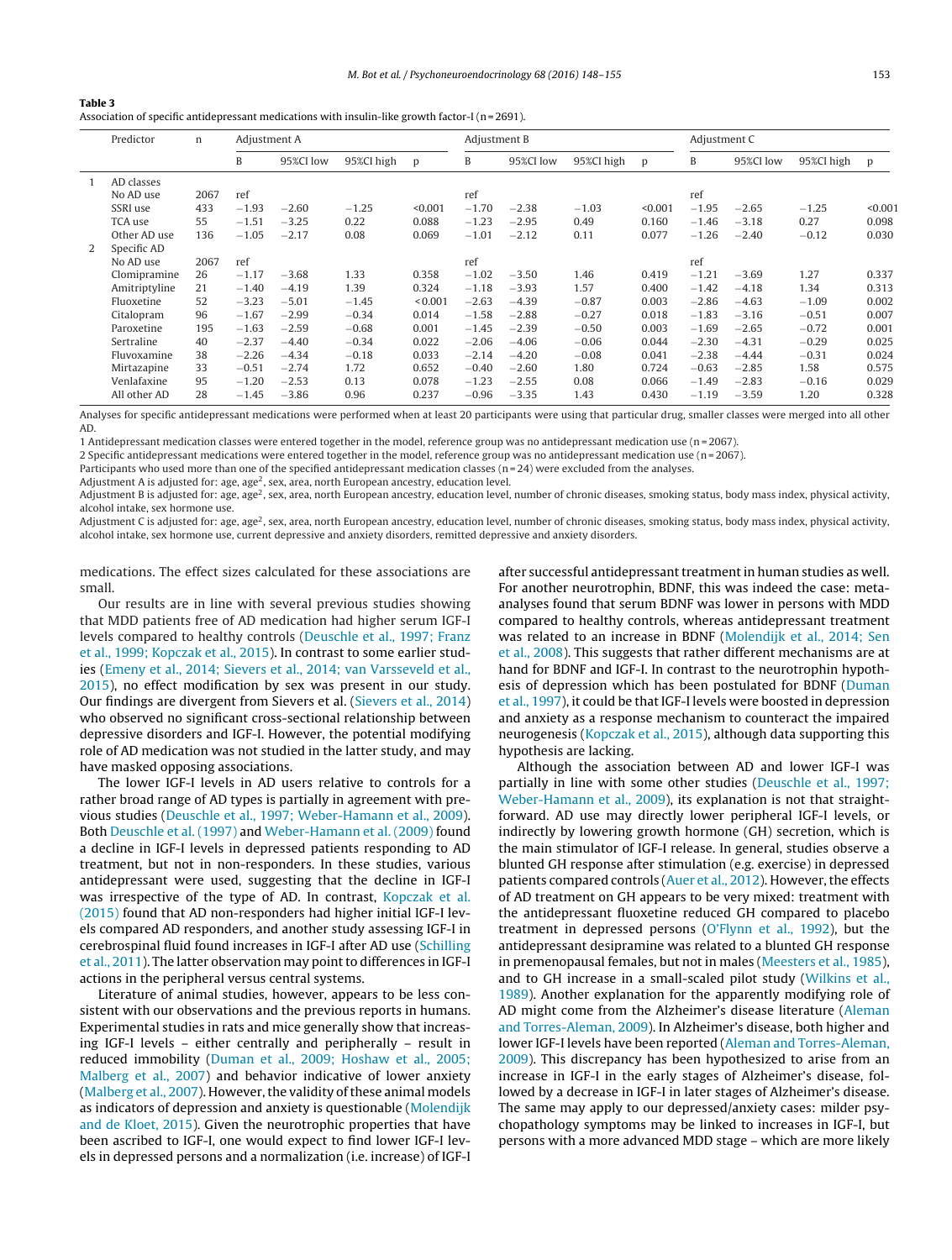**Table 3**
Association of specific antidepressant medications with insulin-like growth factor-I (n = 2691).

| | Predictor | n | Adjustment A | | | | Adjustment B | | | | Adjustment C | | | |
|---|---|---|---|---|---|---|---|---|---|---|---|---|---|---|
| | | | B | 95%CI low | 95%CI high | p | B | 95%CI low | 95%CI high | p | B | 95%CI low | 95%CI high | p |
| 1 | AD classes | | | | | | | | | | | | | |
| | No AD use | 2067 | ref | | | | ref | | | | ref | | | |
| | SSRI use | 433 | −1.93 | −2.60 | −1.25 | <0.001 | −1.70 | −2.38 | −1.03 | <0.001 | −1.95 | −2.65 | −1.25 | <0.001 |
| | TCA use | 55 | −1.51 | −3.25 | 0.22 | 0.088 | −1.23 | −2.95 | 0.49 | 0.160 | −1.46 | −3.18 | 0.27 | 0.098 |
| | Other AD use | 136 | −1.05 | −2.17 | 0.08 | 0.069 | −1.01 | −2.12 | 0.11 | 0.077 | −1.26 | −2.40 | −0.12 | 0.030 |
| 2 | Specific AD | | | | | | | | | | | | | |
| | No AD use | 2067 | ref | | | | ref | | | | ref | | | |
| | Clomipramine | 26 | −1.17 | −3.68 | 1.33 | 0.358 | −1.02 | −3.50 | 1.46 | 0.419 | −1.21 | −3.69 | 1.27 | 0.337 |
| | Amitriptyline | 21 | −1.40 | −4.19 | 1.39 | 0.324 | −1.18 | −3.93 | 1.57 | 0.400 | −1.42 | −4.18 | 1.34 | 0.313 |
| | Fluoxetine | 52 | −3.23 | −5.01 | −1.45 | <0.001 | −2.63 | −4.39 | −0.87 | 0.003 | −2.86 | −4.63 | −1.09 | 0.002 |
| | Citalopram | 96 | −1.67 | −2.99 | −0.34 | 0.014 | −1.58 | −2.88 | −0.27 | 0.018 | −1.83 | −3.16 | −0.51 | 0.007 |
| | Paroxetine | 195 | −1.63 | −2.59 | −0.68 | 0.001 | −1.45 | −2.39 | −0.50 | 0.003 | −1.69 | −2.65 | −0.72 | 0.001 |
| | Sertraline | 40 | −2.37 | −4.40 | −0.34 | 0.022 | −2.06 | −4.06 | −0.06 | 0.044 | −2.30 | −4.31 | −0.29 | 0.025 |
| | Fluvoxamine | 38 | −2.26 | −4.34 | −0.18 | 0.033 | −2.14 | −4.20 | −0.08 | 0.041 | −2.38 | −4.44 | −0.31 | 0.024 |
| | Mirtazapine | 33 | −0.51 | −2.74 | 1.72 | 0.652 | −0.40 | −2.60 | 1.80 | 0.724 | −0.63 | −2.85 | 1.58 | 0.575 |
| | Venlafaxine | 95 | −1.20 | −2.53 | 0.13 | 0.078 | −1.23 | −2.55 | 0.08 | 0.066 | −1.49 | −2.83 | −0.16 | 0.029 |
| | All other AD | 28 | −1.45 | −3.86 | 0.96 | 0.237 | −0.96 | −3.35 | 1.43 | 0.430 | −1.19 | −3.59 | 1.20 | 0.328 |

Analyses for specific antidepressant medications were performed when at least 20 participants were using that particular drug, smaller classes were merged into all other AD.

1 Antidepressant medication classes were entered together in the model, reference group was no antidepressant medication use (n = 2067).

2 Specific antidepressant medications were entered together in the model, reference group was no antidepressant medication use (n = 2067).

Participants who used more than one of the specified antidepressant medication classes (n = 24) were excluded from the analyses.

Adjustment A is adjusted for: age, age$^2$, sex, area, north European ancestry, education level.

Adjustment B is adjusted for: age, age$^2$, sex, area, north European ancestry, education level, number of chronic diseases, smoking status, body mass index, physical activity, alcohol intake, sex hormone use.

Adjustment C is adjusted for: age, age$^2$, sex, area, north European ancestry, education level, number of chronic diseases, smoking status, body mass index, physical activity, alcohol intake, sex hormone use, current depressive and anxiety disorders, remitted depressive and anxiety disorders.

medications. The effect sizes calculated for these associations are small.

Our results are in line with several previous studies showing that MDD patients free of AD medication had higher serum IGF-I levels compared to healthy controls (Deuschle et al., 1997; Franz et al., 1999; Kopczak et al., 2015). In contrast to some earlier studies (Emeny et al., 2014; Sievers et al., 2014; van Varsseveld et al., 2015), no effect modification by sex was present in our study. Our findings are divergent from Sievers et al. (Sievers et al., 2014) who observed no significant cross-sectional relationship between depressive disorders and IGF-I. However, the potential modifying role of AD medication was not studied in the latter study, and may have masked opposing associations.

The lower IGF-I levels in AD users relative to controls for a rather broad range of AD types is partially in agreement with previous studies (Deuschle et al., 1997; Weber-Hamann et al., 2009). Both Deuschle et al. (1997) and Weber-Hamann et al. (2009) found a decline in IGF-I levels in depressed patients responding to AD treatment, but not in non-responders. In these studies, various antidepressant were used, suggesting that the decline in IGF-I was irrespective of the type of AD. In contrast, Kopczak et al. (2015) found that AD non-responders had higher initial IGF-I levels compared AD responders, and another study assessing IGF-I in cerebrospinal fluid found increases in IGF-I after AD use (Schilling et al., 2011). The latter observation may point to differences in IGF-I actions in the peripheral versus central systems.

Literature of animal studies, however, appears to be less consistent with our observations and the previous reports in humans. Experimental studies in rats and mice generally show that increasing IGF-I levels – either centrally and peripherally – result in reduced immobility (Duman et al., 2009; Hoshaw et al., 2005; Malberg et al., 2007) and behavior indicative of lower anxiety (Malberg et al., 2007). However, the validity of these animal models as indicators of depression and anxiety is questionable (Molendijk and de Kloet, 2015). Given the neurotrophic properties that have been ascribed to IGF-I, one would expect to find lower IGF-I levels in depressed persons and a normalization (i.e. increase) of IGF-I after successful antidepressant treatment in human studies as well. For another neurotrophin, BDNF, this was indeed the case: meta-analyses found that serum BDNF was lower in persons with MDD compared to healthy controls, whereas antidepressant treatment was related to an increase in BDNF (Molendijk et al., 2014; Sen et al., 2008). This suggests that rather different mechanisms are at hand for BDNF and IGF-I. In contrast to the neurotrophin hypothesis of depression which has been postulated for BDNF (Duman et al., 1997), it could be that IGF-I levels were boosted in depression and anxiety as a response mechanism to counteract the impaired neurogenesis (Kopczak et al., 2015), although data supporting this hypothesis are lacking.

Although the association between AD and lower IGF-I was partially in line with some other studies (Deuschle et al., 1997; Weber-Hamann et al., 2009), its explanation is not that straightforward. AD use may directly lower peripheral IGF-I levels, or indirectly by lowering growth hormone (GH) secretion, which is the main stimulator of IGF-I release. In general, studies observe a blunted GH response after stimulation (e.g. exercise) in depressed patients compared controls (Auer et al., 2012). However, the effects of AD treatment on GH appears to be very mixed: treatment with the antidepressant fluoxetine reduced GH compared to placebo treatment in depressed persons (O'Flynn et al., 1992), but the antidepressant desipramine was related to a blunted GH response in premenopausal females, but not in males (Meesters et al., 1985), and to GH increase in a small-scaled pilot study (Wilkins et al., 1989). Another explanation for the apparently modifying role of AD might come from the Alzheimer's disease literature (Aleman and Torres-Aleman, 2009). In Alzheimer's disease, both higher and lower IGF-I levels have been reported (Aleman and Torres-Aleman, 2009). This discrepancy has been hypothesized to arise from an increase in IGF-I in the early stages of Alzheimer's disease, followed by a decrease in IGF-I in later stages of Alzheimer's disease. The same may apply to our depressed/anxiety cases: milder psychopathology symptoms may be linked to increases in IGF-I, but persons with a more advanced MDD stage – which are more likely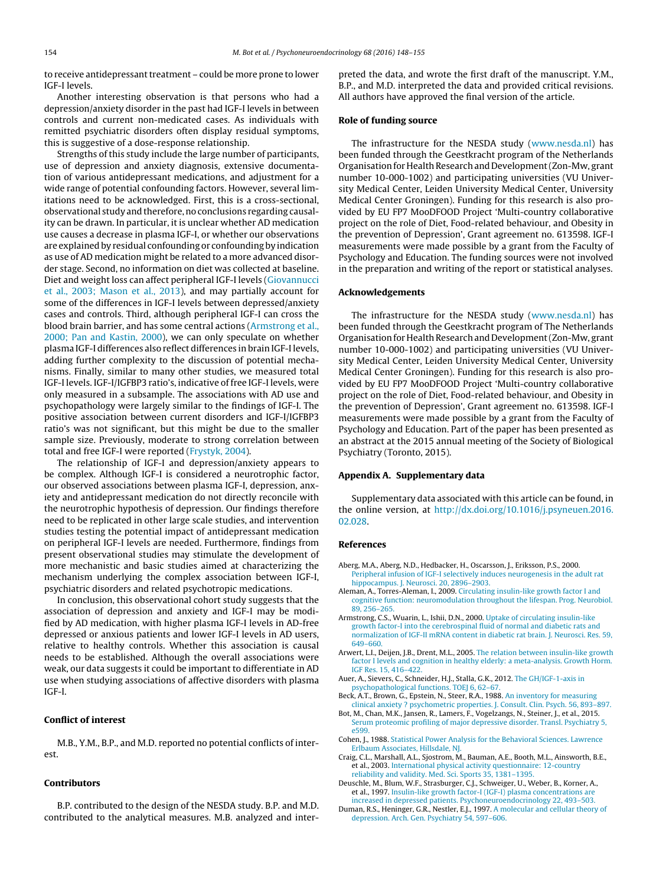to receive antidepressant treatment – could be more prone to lower IGF-I levels.

Another interesting observation is that persons who had a depression/anxiety disorder in the past had IGF-I levels in between controls and current non-medicated cases. As individuals with remitted psychiatric disorders often display residual symptoms, this is suggestive of a dose-response relationship.

Strengths of this study include the large number of participants, use of depression and anxiety diagnosis, extensive documentation of various antidepressant medications, and adjustment for a wide range of potential confounding factors. However, several limitations need to be acknowledged. First, this is a cross-sectional, observational study and therefore, no conclusions regarding causality can be drawn. In particular, it is unclear whether AD medication use causes a decrease in plasma IGF-I, or whether our observations are explained by residual confounding or confounding by indication as use of AD medication might be related to a more advanced disorder stage. Second, no information on diet was collected at baseline. Diet and weight loss can affect peripheral IGF-I levels (Giovannucci et al., 2003; Mason et al., 2013), and may partially account for some of the differences in IGF-I levels between depressed/anxiety cases and controls. Third, although peripheral IGF-I can cross the blood brain barrier, and has some central actions (Armstrong et al., 2000; Pan and Kastin, 2000), we can only speculate on whether plasma IGF-I differences also reflect differences in brain IGF-I levels, adding further complexity to the discussion of potential mechanisms. Finally, similar to many other studies, we measured total IGF-I levels. IGF-I/IGFBP3 ratio's, indicative of free IGF-I levels, were only measured in a subsample. The associations with AD use and psychopathology were largely similar to the findings of IGF-I. The positive association between current disorders and IGF-I/IGFBP3 ratio's was not significant, but this might be due to the smaller sample size. Previously, moderate to strong correlation between total and free IGF-I were reported (Frystyk, 2004).

The relationship of IGF-I and depression/anxiety appears to be complex. Although IGF-I is considered a neurotrophic factor, our observed associations between plasma IGF-I, depression, anxiety and antidepressant medication do not directly reconcile with the neurotrophic hypothesis of depression. Our findings therefore need to be replicated in other large scale studies, and intervention studies testing the potential impact of antidepressant medication on peripheral IGF-I levels are needed. Furthermore, findings from present observational studies may stimulate the development of more mechanistic and basic studies aimed at characterizing the mechanism underlying the complex association between IGF-I, psychiatric disorders and related psychotropic medications.

In conclusion, this observational cohort study suggests that the association of depression and anxiety and IGF-I may be modified by AD medication, with higher plasma IGF-I levels in AD-free depressed or anxious patients and lower IGF-I levels in AD users, relative to healthy controls. Whether this association is causal needs to be established. Although the overall associations were weak, our data suggests it could be important to differentiate in AD use when studying associations of affective disorders with plasma IGF-I.

## Conflict of interest

M.B., Y.M., B.P., and M.D. reported no potential conflicts of interest.

## Contributors

B.P. contributed to the design of the NESDA study. B.P. and M.D. contributed to the analytical measures. M.B. analyzed and interpreted the data, and wrote the first draft of the manuscript. Y.M., B.P., and M.D. interpreted the data and provided critical revisions. All authors have approved the final version of the article.

## Role of funding source

The infrastructure for the NESDA study (www.nesda.nl) has been funded through the Geestkracht program of the Netherlands Organisation for Health Research and Development (Zon-Mw, grant number 10-000-1002) and participating universities (VU University Medical Center, Leiden University Medical Center, University Medical Center Groningen). Funding for this research is also provided by EU FP7 MooDFOOD Project 'Multi-country collaborative project on the role of Diet, Food-related behaviour, and Obesity in the prevention of Depression', Grant agreement no. 613598. IGF-I measurements were made possible by a grant from the Faculty of Psychology and Education. The funding sources were not involved in the preparation and writing of the report or statistical analyses.

## Acknowledgements

The infrastructure for the NESDA study (www.nesda.nl) has been funded through the Geestkracht program of The Netherlands Organisation for Health Research and Development (Zon-Mw, grant number 10-000-1002) and participating universities (VU University Medical Center, Leiden University Medical Center, University Medical Center Groningen). Funding for this research is also provided by EU FP7 MooDFOOD Project 'Multi-country collaborative project on the role of Diet, Food-related behaviour, and Obesity in the prevention of Depression', Grant agreement no. 613598. IGF-I measurements were made possible by a grant from the Faculty of Psychology and Education. Part of the paper has been presented as an abstract at the 2015 annual meeting of the Society of Biological Psychiatry (Toronto, 2015).

## Appendix A. Supplementary data

Supplementary data associated with this article can be found, in the online version, at http://dx.doi.org/10.1016/j.psyneuen.2016.02.028.

## References

Aberg, M.A., Aberg, N.D., Hedbacker, H., Oscarsson, J., Eriksson, P.S., 2000. Peripheral infusion of IGF-I selectively induces neurogenesis in the adult rat hippocampus. J. Neurosci. 20, 2896–2903.

Aleman, A., Torres-Aleman, I., 2009. Circulating insulin-like growth factor I and cognitive function: neuromodulation throughout the lifespan. Prog. Neurobiol. 89, 256–265.

Armstrong, C.S., Wuarin, L., Ishii, D.N., 2000. Uptake of circulating insulin-like growth factor-I into the cerebrospinal fluid of normal and diabetic rats and normalization of IGF-II mRNA content in diabetic rat brain. J. Neurosci. Res. 59, 649–660.

Arwert, L.I., Deijen, J.B., Drent, M.L., 2005. The relation between insulin-like growth factor I levels and cognition in healthy elderly: a meta-analysis. Growth Horm. IGF Res. 15, 416–422.

Auer, A., Sievers, C., Schneider, H.J., Stalla, G.K., 2012. The GH/IGF-1-axis in psychopathological functions. TOEJ 6, 62–67.

Beck, A.T., Brown, G., Epstein, N., Steer, R.A., 1988. An inventory for measuring clinical anxiety ? psychometric properties. J. Consult. Clin. Psych. 56, 893–897.

Bot, M., Chan, M.K., Jansen, R., Lamers, F., Vogelzangs, N., Steiner, J., et al., 2015. Serum proteomic profiling of major depressive disorder. Transl. Psychiatry 5, e599.

Cohen, J., 1988. Statistical Power Analysis for the Behavioral Sciences. Lawrence Erlbaum Associates, Hillsdale, NJ.

Craig, C.L., Marshall, A.L., Sjostrom, M., Bauman, A.E., Booth, M.L., Ainsworth, B.E., et al., 2003. International physical activity questionnaire: 12-country reliability and validity. Med. Sci. Sports 35, 1381–1395.

Deuschle, M., Blum, W.F., Strasburger, C.J., Schweiger, U., Weber, B., Korner, A., et al., 1997. Insulin-like growth factor-I (IGF-I) plasma concentrations are increased in depressed patients. Psychoneuroendocrinology 22, 493–503.

Duman, R.S., Heninger, G.R., Nestler, E.J., 1997. A molecular and cellular theory of depression. Arch. Gen. Psychiatry 54, 597–606.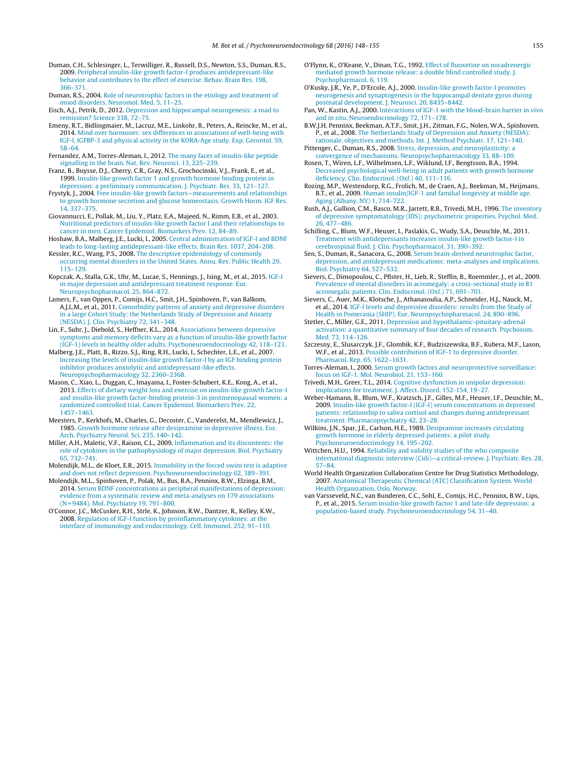Duman, C.H., Schlesinger, L., Terwilliger, R., Russell, D.S., Newton, S.S., Duman, R.S., 2009. Peripheral insulin-like growth factor-I produces antidepressant-like behavior and contributes to the effect of exercise. Behav. Brain Res. 198, 366–371.

Duman, R.S., 2004. Role of neurotrophic factors in the etiology and treatment of mood disorders. Neuromol. Med. 5, 11–25.

Eisch, A.J., Petrik, D., 2012. Depression and hippocampal neurogenesis: a road to remission? Science 338, 72–75.

Emeny, R.T., Bidlingmaier, M., Lacruz, M.E., Linkohr, B., Peters, A., Reincke, M., et al., 2014. Mind over hormones: sex differences in associations of well-being with IGF-I, IGFBP-3 and physical activity in the KORA-Age study. Exp. Gerontol. 59, 58–64.

Fernandez, A.M., Torres-Aleman, I., 2012. The many faces of insulin-like peptide signalling in the brain. Nat. Rev. Neurosci. 13, 225–239.

Franz, B., Buysse, D.J., Cherry, C.R., Gray, N.S., Grochocinski, V.J., Frank, E., et al., 1999. Insulin-like growth factor 1 and growth hormone binding protein in depression: a preliminary communication. J. Psychiatr. Res. 33, 121–127.

Frystyk, J., 2004. Free insulin-like growth factors—measurements and relationships to growth hormone secretion and glucose homeostasis. Growth Horm. IGF Res. 14, 337–375.

Giovannucci, E., Pollak, M., Liu, Y., Platz, E.A., Majeed, N., Rimm, E.B., et al., 2003. Nutritional predictors of insulin-like growth factor I and their relationships to cancer in men. Cancer Epidemiol. Biomarkers Prev. 12, 84–89.

Hoshaw, B.A., Malberg, J.E., Lucki, I., 2005. Central administration of IGF-I and BDNF leads to long-lasting antidepressant-like effects. Brain Res. 1037, 204–208.

Kessler, R.C., Wang, P.S., 2008. The descriptive epidemiology of commonly occurring mental disorders in the United States. Annu. Rev. Public Health 29, 115–129.

Kopczak, A., Stalla, G.K., Uhr, M., Lucae, S., Hennings, J., Ising, M., et al., 2015. IGF-I in major depression and antidepressant treatment response. Eur. Neuropsychopharmacol. 25, 864–872.

Lamers, F., van Oppen, P., Comijs, H.C., Smit, J.H., Spinhoven, P., van Balkom, A.J.L.M., et al., 2011. Comorbidity patterns of anxiety and depressive disorders in a large Cohort Study: the Netherlands Study of Depression and Anxiety (NESDA). J. Clin. Psychiatry 72, 341–348.

Lin, F., Suhr, J., Diebold, S., Heffner, K.L., 2014. Associations between depressive symptoms and memory deficits vary as a function of insulin-like growth factor (IGF-1) levels in healthy older adults. Psychoneuroendocrinology 42, 118–123.

Malberg, J.E., Platt, B., Rizzo, S.J., Ring, R.H., Lucki, I., Schechter, L.E., et al., 2007. Increasing the levels of insulin-like growth factor-I by an IGF binding protein inhibitor produces anxiolytic and antidepressant-like effects. Neuropsychopharmacology 32, 2360–2368.

Mason, C., Xiao, L., Duggan, C., Imayama, I., Foster-Schubert, K.E., Kong, A., et al., 2013. Effects of dietary weight loss and exercise on insulin-like growth factor-I and insulin-like growth factor-binding protein-3 in postmenopausal women: a randomized controlled trial. Cancer Epidemiol. Biomarkers Prev. 22, 1457–1463.

Meesters, P., Kerkhofs, M., Charles, G., Decoster, C., Vanderelst, M., Mendlewicz, J., 1985. Growth hormone release after desipramine in depressive illness. Eur. Arch. Psychiatry Neurol. Sci. 235, 140–142.

Miller, A.H., Maletic, V.F., Raison, C.L., 2009. Inflammation and its discontents: the role of cytokines in the pathophysiology of major depression. Biol. Psychiatry 65, 732–741.

Molendijk, M.L., de Kloet, E.R., 2015. Immobility in the forced swim test is adaptive and does not reflect depression. Psychoneuroendocrinology 62, 389–391.

Molendijk, M.L., Spinhoven, P., Polak, M., Bus, B.A., Penninx, B.W., Elzinga, B.M., 2014. Serum BDNF concentrations as peripheral manifestations of depression: evidence from a systematic review and meta-analyses on 179 associations (N = 9484). Mol. Psychiatry 19, 791–800.

O'Connor, J.C., McCusker, R.H., Strle, K., Johnson, R.W., Dantzer, R., Kelley, K.W., 2008. Regulation of IGF-I function by proinflammatory cytokines: at the interface of immunology and endocrinology. Cell. Immunol. 252, 91–110.

O'Flynn, K., O'Keane, V., Dinan, T.G., 1992. Effect of fluoxetine on noradrenergic mediated growth hormone release: a double blind controlled study. J. Psychopharmacol. 6, 119.

O'Kusky, J.R., Ye, P., D'Ercole, A.J., 2000. Insulin-like growth factor-I promotes neurogenesis and synaptogenesis in the hippocampal dentate gyrus during postnatal development. J. Neurosci. 20, 8435–8442.

Pan, W., Kastin, A.J., 2000. Interactions of IGF-1 with the blood-brain barrier in vivo and in situ. Neuroendocrinology 72, 171–178.

B.W.J.H, Penninx, Beekman, A.T.F., Smit, J.H., Zitman, F.G., Nolen, W.A., Spinhoven, P., et al., 2008. The Netherlands Study of Depression and Anxiety (NESDA): rationale, objectives and methods. Int. J. Method Psychiatr. 17, 121–140.

Pittenger, C., Duman, R.S., 2008. Stress, depression, and neuroplasticity: a convergence of mechanisms. Neuropsychopharmacology 33, 88–109.

Rosen, T., Wiren, L.F., Wilhelmsen, L.F., Wiklund, I.F., Bengtsson, B.A., 1994. Decreased psychological well-being in adult patients with growth hormone deficiency. Clin. Endocrinol. (Oxf.) 40, 111–116.

Rozing, M.P., Westendorp, R.G., Frolich, M., de Craen, A.J., Beekman, M., Heijmans, B.T., et al., 2009. Human insulin/IGF-1 and familial longevity at middle age. Aging (Albany, NY) 1, 714–722.

Rush, A.J., Gullion, C.M., Basco, M.R., Jarrett, R.B., Trivedi, M.H., 1996. The inventory of depressive symptomatology (IDS): psychometric properties. Psychol. Med. 26, 477–486.

Schilling, C., Blum, W.F., Heuser, I., Paslakis, G., Wudy, S.A., Deuschle, M., 2011. Treatment with antidepressants increases insulin-like growth factor-I in cerebrospinal fluid. J. Clin. Psychopharmacol. 31, 390–392.

Sen, S., Duman, R., Sanacora, G., 2008. Serum brain-derived neurotrophic factor, depression, and antidepressant medications: meta-analyses and implications. Biol. Psychiatry 64, 527–532.

Sievers, C., Dimopoulou, C., Pfister, H., Lieb, R., Steffin, B., Roemmler, J., et al., 2009. Prevalence of mental disorders in acromegaly: a cross-sectional study in 81 acromegalic patients. Clin. Endocrinol. (Oxf.) 71, 691–701.

Sievers, C., Auer, M.K., Klotsche, J., Athanasoulia, A.P., Schneider, H.J., Nauck, M., et al., 2014. IGF-I levels and depressive disorders: results from the Study of Health in Pomerania (SHIP). Eur. Neuropsychopharmacol. 24, 890–896.

Stetler, C., Miller, G.E., 2011. Depression and hypothalamic-pituitary-adrenal activation: a quantitative summary of four decades of research. Psychosom. Med. 73, 114–126.

Szczesny, E., Slusarczyk, J.F., Glombik, K.F., Budziszewska, B.F., Kubera, M.F., Lason, W.F., et al., 2013. Possible contribution of IGF-1 to depressive disorder. Pharmacol. Rep. 65, 1622–1631.

Torres-Aleman, I., 2000. Serum growth factors and neuroprotective surveillance: focus on IGF-1. Mol. Neurobiol. 21, 153–160.

Trivedi, M.H., Greer, T.L., 2014. Cognitive dysfunction in unipolar depression: implications for treatment. J. Affect. Disord. 152-154, 19–27.

Weber-Hamann, B., Blum, W.F., Kratzsch, J.F., Gilles, M.F., Heuser, I.F., Deuschle, M., 2009. Insulin-like growth factor-I (IGF-I) serum concentrations in depressed patients: relationship to saliva cortisol and changes during antidepressant treatment. Pharmacopsychiatry 42, 23–28.

Wilkins, J.N., Spar, J.E., Carlson, H.E., 1989. Desipramine increases circulating growth hormone in elderly depressed patients: a pilot study. Psychoneuroendocrinology 14, 195–202.

Wittchen, H.U., 1994. Reliability and validity studies of the who composite international diagnostic interview (Cidi)—a critical-review. J. Psychiatr. Res. 28, 57–84.

World Health Organization Collaboration Centre for Drug Statistics Methodology, 2007. Anatomical Therapeutic Chemical (ATC) Classification System. World Health Organization, Oslo, Norway.

van Varsseveld, N.C., van Bunderen, C.C., Sohl, E., Comijs, H.C., Penninx, B.W., Lips, P., et al., 2015. Serum insulin-like growth factor 1 and late-life depression: a population-based study. Psychoneuroendocrinology 54, 31–40.